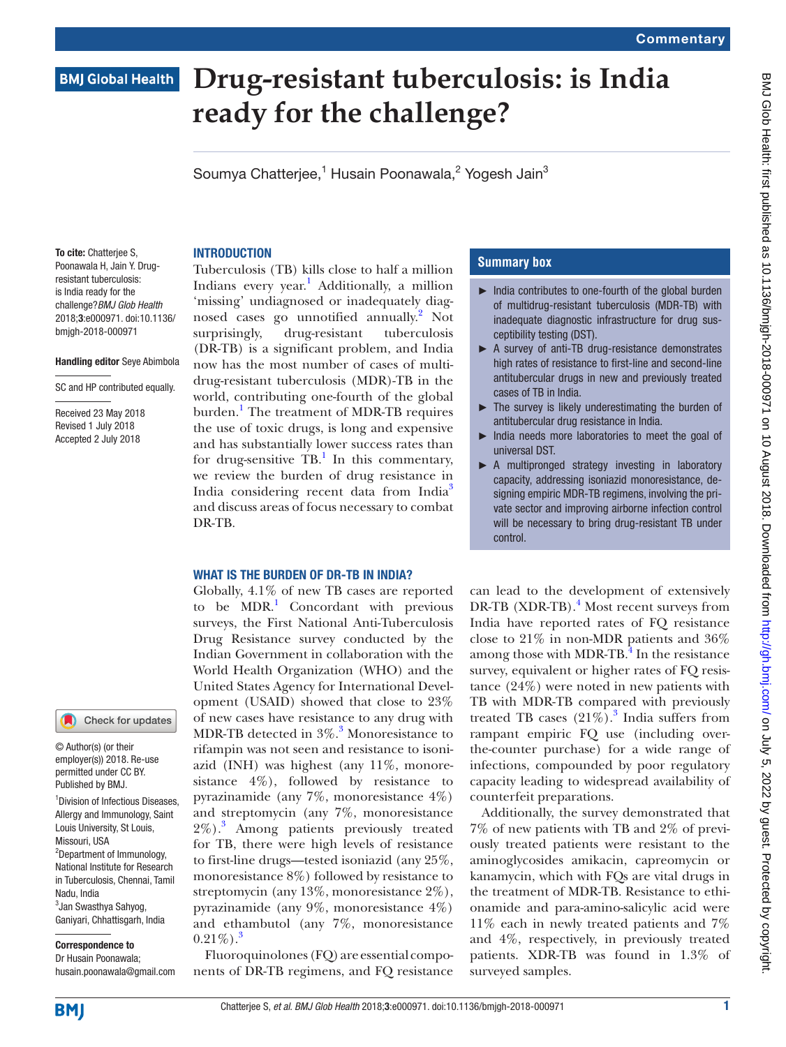Commentary

BMJ Global Health

# Drug-resistant tuberculosis: is India ready for the challenge?

Soumya Chatterjee,[1] Husain Poonawala,[2] Yogesh Jain[3]

**To cite:** Chatterjee S, Poonawala H, Jain Y. Drug-resistant tuberculosis: is India ready for the challenge? *BMJ Glob Health* 2018;**3**:e000971. doi:10.1136/bmjgh-2018-000971

**Handling editor** Seye Abimbola

SC and HP contributed equally.

Received 23 May 2018
Revised 1 July 2018
Accepted 2 July 2018

© Author(s) (or their employer(s)) 2018. Re-use permitted under CC BY. Published by BMJ.

[1]Division of Infectious Diseases, Allergy and Immunology, Saint Louis University, St Louis, Missouri, USA
[2]Department of Immunology, National Institute for Research in Tuberculosis, Chennai, Tamil Nadu, India
[3]Jan Swasthya Sahyog, Ganiyari, Chhattisgarh, India

**Correspondence to**
Dr Husain Poonawala;
husain.poonawala@gmail.com

## INTRODUCTION

Tuberculosis (TB) kills close to half a million Indians every year.[1] Additionally, a million 'missing' undiagnosed or inadequately diagnosed cases go unnotified annually.[2] Not surprisingly, drug-resistant tuberculosis (DR-TB) is a significant problem, and India now has the most number of cases of multidrug-resistant tuberculosis (MDR)-TB in the world, contributing one-fourth of the global burden.[1] The treatment of MDR-TB requires the use of toxic drugs, is long and expensive and has substantially lower success rates than for drug-sensitive TB.[1] In this commentary, we review the burden of drug resistance in India considering recent data from India[3] and discuss areas of focus necessary to combat DR-TB.

### Summary box

- India contributes to one-fourth of the global burden of multidrug-resistant tuberculosis (MDR-TB) with inadequate diagnostic infrastructure for drug susceptibility testing (DST).
- A survey of anti-TB drug-resistance demonstrates high rates of resistance to first-line and second-line antitubercular drugs in new and previously treated cases of TB in India.
- The survey is likely underestimating the burden of antitubercular drug resistance in India.
- India needs more laboratories to meet the goal of universal DST.
- A multipronged strategy investing in laboratory capacity, addressing isoniazid monoresistance, designing empiric MDR-TB regimens, involving the private sector and improving airborne infection control will be necessary to bring drug-resistant TB under control.

## WHAT IS THE BURDEN OF DR-TB IN INDIA?

Globally, 4.1% of new TB cases are reported to be MDR.[1] Concordant with previous surveys, the First National Anti-Tuberculosis Drug Resistance survey conducted by the Indian Government in collaboration with the World Health Organization (WHO) and the United States Agency for International Development (USAID) showed that close to 23% of new cases have resistance to any drug with MDR-TB detected in 3%.[3] Monoresistance to rifampin was not seen and resistance to isoniazid (INH) was highest (any 11%, monoresistance 4%), followed by resistance to pyrazinamide (any 7%, monoresistance 4%) and streptomycin (any 7%, monoresistance 2%).[3] Among patients previously treated for TB, there were high levels of resistance to first-line drugs—tested isoniazid (any 25%, monoresistance 8%) followed by resistance to streptomycin (any 13%, monoresistance 2%), pyrazinamide (any 9%, monoresistance 4%) and ethambutol (any 7%, monoresistance 0.21%).[3]

Fluoroquinolones (FQ) are essential components of DR-TB regimens, and FQ resistance can lead to the development of extensively DR-TB (XDR-TB).[4] Most recent surveys from India have reported rates of FQ resistance close to 21% in non-MDR patients and 36% among those with MDR-TB.[4] In the resistance survey, equivalent or higher rates of FQ resistance (24%) were noted in new patients with TB with MDR-TB compared with previously treated TB cases (21%).[3] India suffers from rampant empiric FQ use (including over-the-counter purchase) for a wide range of infections, compounded by poor regulatory capacity leading to widespread availability of counterfeit preparations.

Additionally, the survey demonstrated that 7% of new patients with TB and 2% of previously treated patients were resistant to the aminoglycosides amikacin, capreomycin or kanamycin, which with FQs are vital drugs in the treatment of MDR-TB. Resistance to ethionamide and para-amino-salicylic acid were 11% each in newly treated patients and 7% and 4%, respectively, in previously treated patients. XDR-TB was found in 1.3% of surveyed samples.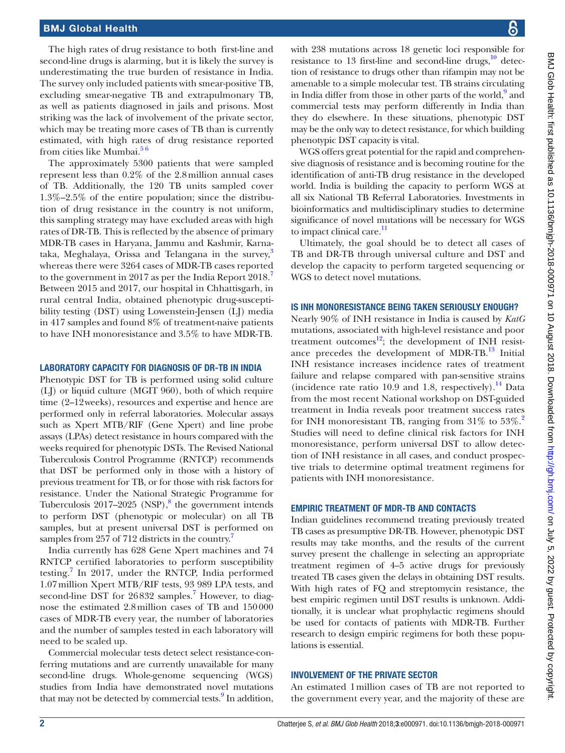The high rates of drug resistance to both first-line and second-line drugs is alarming, but it is likely the survey is underestimating the true burden of resistance in India. The survey only included patients with smear-positive TB, excluding smear-negative TB and extrapulmonary TB, as well as patients diagnosed in jails and prisons. Most striking was the lack of involvement of the private sector, which may be treating more cases of TB than is currently estimated, with high rates of drug resistance reported from cities like Mumbai.[5 6]

The approximately 5300 patients that were sampled represent less than 0.2% of the 2.8 million annual cases of TB. Additionally, the 120 TB units sampled cover 1.3%–2.5% of the entire population; since the distribution of drug resistance in the country is not uniform, this sampling strategy may have excluded areas with high rates of DR-TB. This is reflected by the absence of primary MDR-TB cases in Haryana, Jammu and Kashmir, Karnataka, Meghalaya, Orissa and Telangana in the survey,[3] whereas there were 3264 cases of MDR-TB cases reported to the government in 2017 as per the India Report 2018.[7] Between 2015 and 2017, our hospital in Chhattisgarh, in rural central India, obtained phenotypic drug-susceptibility testing (DST) using Lowenstein-Jensen (LJ) media in 417 samples and found 8% of treatment-naive patients to have INH monoresistance and 3.5% to have MDR-TB.

## Laboratory capacity for diagnosis of DR-TB in India

Phenotypic DST for TB is performed using solid culture (LJ) or liquid culture (MGIT 960), both of which require time (2–12 weeks), resources and expertise and hence are performed only in referral laboratories. Molecular assays such as Xpert MTB/RIF (Gene Xpert) and line probe assays (LPAs) detect resistance in hours compared with the weeks required for phenotypic DSTs. The Revised National Tuberculosis Control Programme (RNTCP) recommends that DST be performed only in those with a history of previous treatment for TB, or for those with risk factors for resistance. Under the National Strategic Programme for Tuberculosis 2017–2025 (NSP),[8] the government intends to perform DST (phenotypic or molecular) on all TB samples, but at present universal DST is performed on samples from 257 of 712 districts in the country.[7]

India currently has 628 Gene Xpert machines and 74 RNTCP certified laboratories to perform susceptibility testing.[7] In 2017, under the RNTCP, India performed 1.07 million Xpert MTB/RIF tests, 93 989 LPA tests, and second-line DST for 26 832 samples.[7] However, to diagnose the estimated 2.8 million cases of TB and 150 000 cases of MDR-TB every year, the number of laboratories and the number of samples tested in each laboratory will need to be scaled up.

Commercial molecular tests detect select resistance-conferring mutations and are currently unavailable for many second-line drugs. Whole-genome sequencing (WGS) studies from India have demonstrated novel mutations that may not be detected by commercial tests.[9] In addition, with 238 mutations across 18 genetic loci responsible for resistance to 13 first-line and second-line drugs,[10] detection of resistance to drugs other than rifampin may not be amenable to a simple molecular test. TB strains circulating in India differ from those in other parts of the world,[9] and commercial tests may perform differently in India than they do elsewhere. In these situations, phenotypic DST may be the only way to detect resistance, for which building phenotypic DST capacity is vital.

WGS offers great potential for the rapid and comprehensive diagnosis of resistance and is becoming routine for the identification of anti-TB drug resistance in the developed world. India is building the capacity to perform WGS at all six National TB Referral Laboratories. Investments in bioinformatics and multidisciplinary studies to determine significance of novel mutations will be necessary for WGS to impact clinical care.[11]

Ultimately, the goal should be to detect all cases of TB and DR-TB through universal culture and DST and develop the capacity to perform targeted sequencing or WGS to detect novel mutations.

## Is INH monoresistance being taken seriously enough?

Nearly 90% of INH resistance in India is caused by *KatG* mutations, associated with high-level resistance and poor treatment outcomes[12]; the development of INH resistance precedes the development of MDR-TB.[13] Initial INH resistance increases incidence rates of treatment failure and relapse compared with pan-sensitive strains (incidence rate ratio 10.9 and 1.8, respectively).[14] Data from the most recent National workshop on DST-guided treatment in India reveals poor treatment success rates for INH monoresistant TB, ranging from 31% to 53%.[2] Studies will need to define clinical risk factors for INH monoresistance, perform universal DST to allow detection of INH resistance in all cases, and conduct prospective trials to determine optimal treatment regimens for patients with INH monoresistance.

## Empiric treatment of MDR-TB and contacts

Indian guidelines recommend treating previously treated TB cases as presumptive DR-TB. However, phenotypic DST results may take months, and the results of the current survey present the challenge in selecting an appropriate treatment regimen of 4–5 active drugs for previously treated TB cases given the delays in obtaining DST results. With high rates of FQ and streptomycin resistance, the best empiric regimen until DST results is unknown. Additionally, it is unclear what prophylactic regimens should be used for contacts of patients with MDR-TB. Further research to design empiric regimens for both these populations is essential.

## Involvement of the private sector

An estimated 1 million cases of TB are not reported to the government every year, and the majority of these are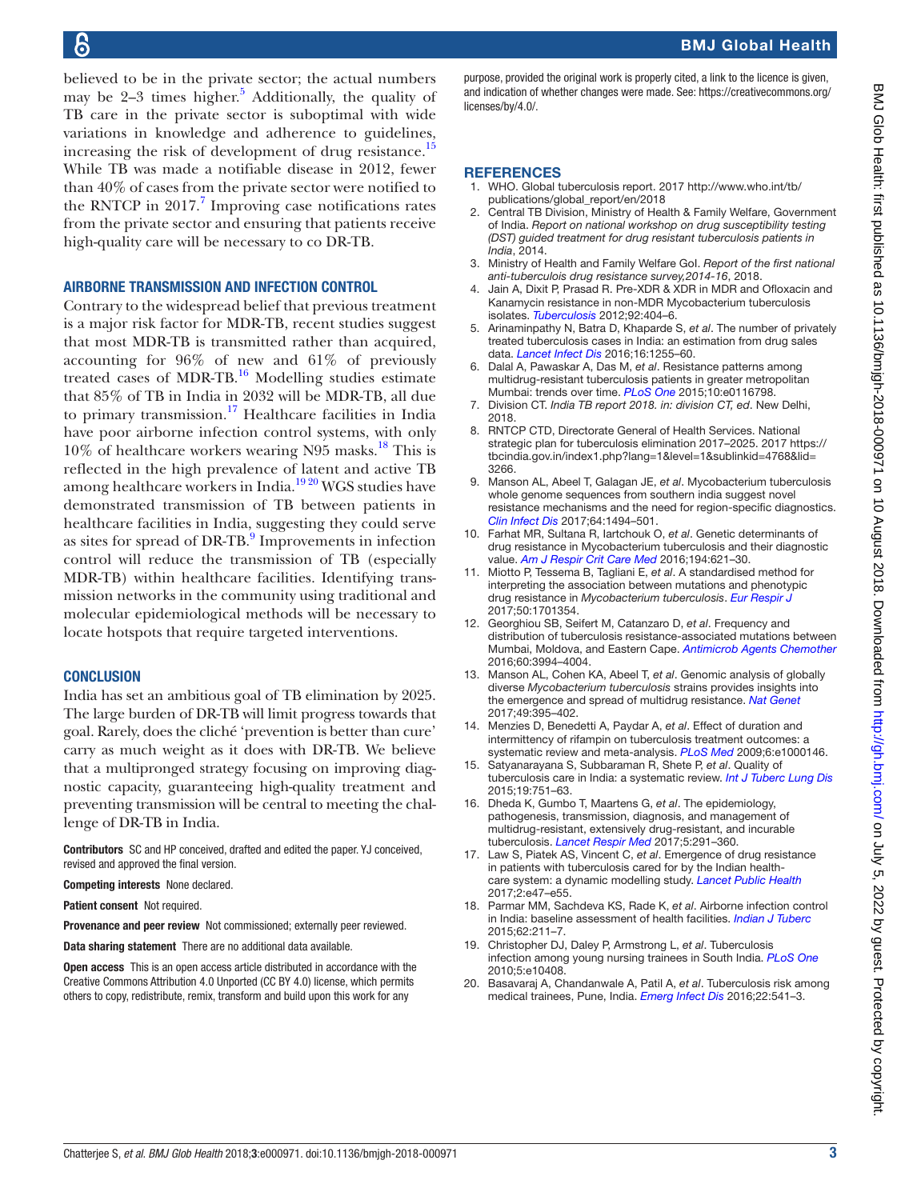believed to be in the private sector; the actual numbers may be 2–3 times higher.[5] Additionally, the quality of TB care in the private sector is suboptimal with wide variations in knowledge and adherence to guidelines, increasing the risk of development of drug resistance.[15] While TB was made a notifiable disease in 2012, fewer than 40% of cases from the private sector were notified to the RNTCP in 2017.[7] Improving case notifications rates from the private sector and ensuring that patients receive high-quality care will be necessary to co DR-TB.

## AIRBORNE TRANSMISSION AND INFECTION CONTROL

Contrary to the widespread belief that previous treatment is a major risk factor for MDR-TB, recent studies suggest that most MDR-TB is transmitted rather than acquired, accounting for 96% of new and 61% of previously treated cases of MDR-TB.[16] Modelling studies estimate that 85% of TB in India in 2032 will be MDR-TB, all due to primary transmission.[17] Healthcare facilities in India have poor airborne infection control systems, with only 10% of healthcare workers wearing N95 masks.[18] This is reflected in the high prevalence of latent and active TB among healthcare workers in India.[19,20] WGS studies have demonstrated transmission of TB between patients in healthcare facilities in India, suggesting they could serve as sites for spread of DR-TB.[9] Improvements in infection control will reduce the transmission of TB (especially MDR-TB) within healthcare facilities. Identifying transmission networks in the community using traditional and molecular epidemiological methods will be necessary to locate hotspots that require targeted interventions.

## CONCLUSION

India has set an ambitious goal of TB elimination by 2025. The large burden of DR-TB will limit progress towards that goal. Rarely, does the cliché 'prevention is better than cure' carry as much weight as it does with DR-TB. We believe that a multipronged strategy focusing on improving diagnostic capacity, guaranteeing high-quality treatment and preventing transmission will be central to meeting the challenge of DR-TB in India.

**Contributors** SC and HP conceived, drafted and edited the paper. YJ conceived, revised and approved the final version.

**Competing interests** None declared.

**Patient consent** Not required.

**Provenance and peer review** Not commissioned; externally peer reviewed.

**Data sharing statement** There are no additional data available.

**Open access** This is an open access article distributed in accordance with the Creative Commons Attribution 4.0 Unported (CC BY 4.0) license, which permits others to copy, redistribute, remix, transform and build upon this work for any purpose, provided the original work is properly cited, a link to the licence is given, and indication of whether changes were made. See: https://creativecommons.org/licenses/by/4.0/.

## REFERENCES

1. WHO. Global tuberculosis report. 2017 http://www.who.int/tb/publications/global_report/en/2018
2. Central TB Division, Ministry of Health & Family Welfare, Government of India. *Report on national workshop on drug susceptibility testing (DST) guided treatment for drug resistant tuberculosis patients in India*, 2014.
3. Ministry of Health and Family Welfare GoI. *Report of the first national anti-tuberculosis drug resistance survey,2014-16*, 2018.
4. Jain A, Dixit P, Prasad R. Pre-XDR & XDR in MDR and Ofloxacin and Kanamycin resistance in non-MDR Mycobacterium tuberculosis isolates. *Tuberculosis* 2012;92:404–6.
5. Arinaminpathy N, Batra D, Khaparde S, *et al*. The number of privately treated tuberculosis cases in India: an estimation from drug sales data. *Lancet Infect Dis* 2016;16:1255–60.
6. Dalal A, Pawaskar A, Das M, *et al*. Resistance patterns among multidrug-resistant tuberculosis patients in greater metropolitan Mumbai: trends over time. *PLoS One* 2015;10:e0116798.
7. Division CT. *India TB report 2018. in: division CT, ed*. New Delhi, 2018.
8. RNTCP CTD, Directorate General of Health Services. National strategic plan for tuberculosis elimination 2017–2025. 2017 https://tbcindia.gov.in/index1.php?lang=1&level=1&sublinkid=4768&lid=3266.
9. Manson AL, Abeel T, Galagan JE, *et al*. Mycobacterium tuberculosis whole genome sequences from southern india suggest novel resistance mechanisms and the need for region-specific diagnostics. *Clin Infect Dis* 2017;64:1494–501.
10. Farhat MR, Sultana R, Iartchouk O, *et al*. Genetic determinants of drug resistance in Mycobacterium tuberculosis and their diagnostic value. *Am J Respir Crit Care Med* 2016;194:621–30.
11. Miotto P, Tessema B, Tagliani E, *et al*. A standardised method for interpreting the association between mutations and phenotypic drug resistance in *Mycobacterium tuberculosis*. *Eur Respir J* 2017;50:1701354.
12. Georghiou SB, Seifert M, Catanzaro D, *et al*. Frequency and distribution of tuberculosis resistance-associated mutations between Mumbai, Moldova, and Eastern Cape. *Antimicrob Agents Chemother* 2016;60:3994–4004.
13. Manson AL, Cohen KA, Abeel T, *et al*. Genomic analysis of globally diverse *Mycobacterium tuberculosis* strains provides insights into the emergence and spread of multidrug resistance. *Nat Genet* 2017;49:395–402.
14. Menzies D, Benedetti A, Paydar A, *et al*. Effect of duration and intermittency of rifampin on tuberculosis treatment outcomes: a systematic review and meta-analysis. *PLoS Med* 2009;6:e1000146.
15. Satyanarayana S, Subbaraman R, Shete P, *et al*. Quality of tuberculosis care in India: a systematic review. *Int J Tuberc Lung Dis* 2015;19:751–63.
16. Dheda K, Gumbo T, Maartens G, *et al*. The epidemiology, pathogenesis, transmission, diagnosis, and management of multidrug-resistant, extensively drug-resistant, and incurable tuberculosis. *Lancet Respir Med* 2017;5:291–360.
17. Law S, Piatek AS, Vincent C, *et al*. Emergence of drug resistance in patients with tuberculosis cared for by the Indian health-care system: a dynamic modelling study. *Lancet Public Health* 2017;2:e47–e55.
18. Parmar MM, Sachdeva KS, Rade K, *et al*. Airborne infection control in India: baseline assessment of health facilities. *Indian J Tuberc* 2015;62:211–7.
19. Christopher DJ, Daley P, Armstrong L, *et al*. Tuberculosis infection among young nursing trainees in South India. *PLoS One* 2010;5:e10408.
20. Basavaraj A, Chandanwale A, Patil A, *et al*. Tuberculosis risk among medical trainees, Pune, India. *Emerg Infect Dis* 2016;22:541–3.